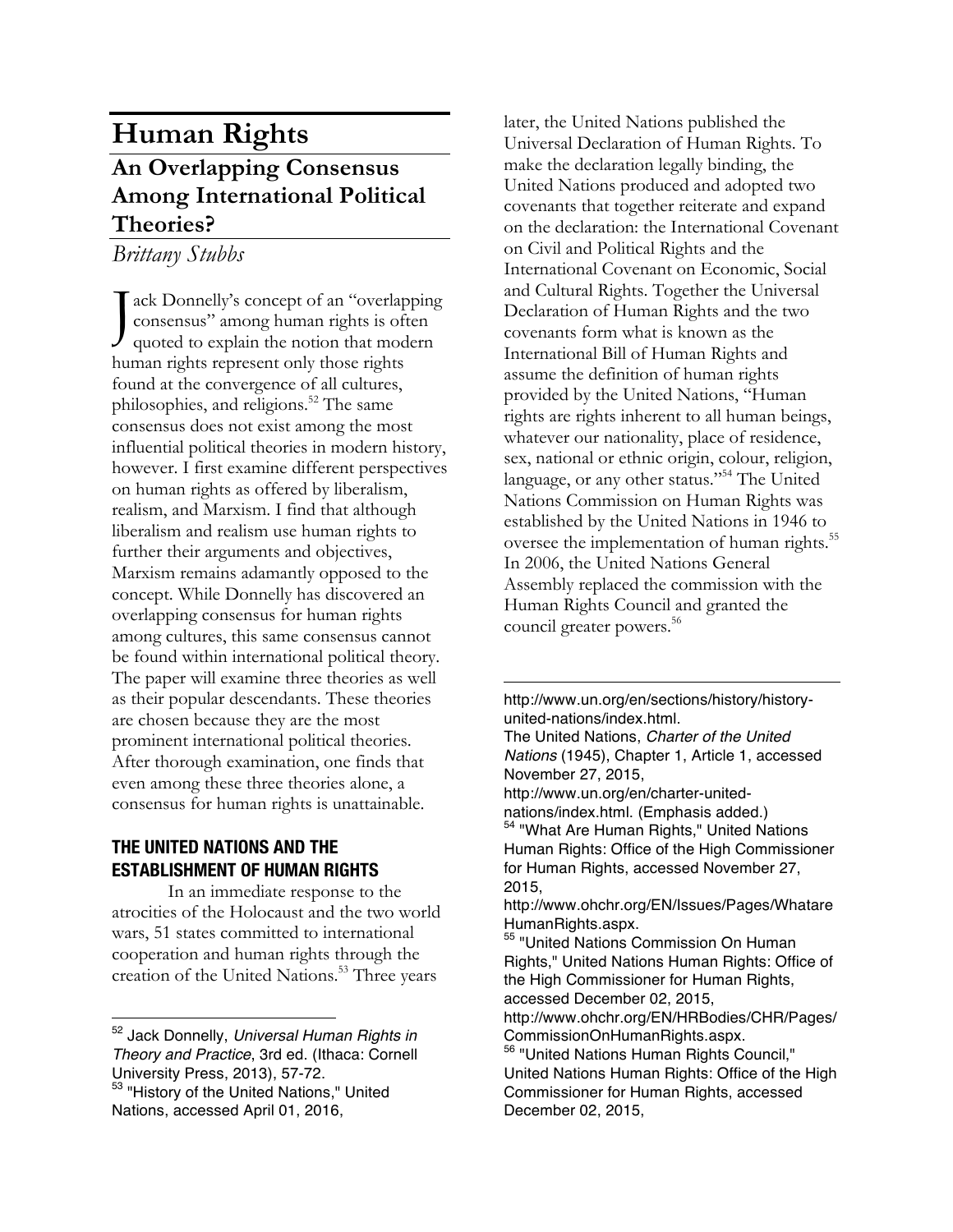# Human Rights

## An Overlapping Consensus Among International Political Theories?

*Brittany Stubbs*

Jack Donnelly's concept of an "overlapping consensus" among human rights is often quoted to explain the notion that modern human rights represent only those rights found at the convergence of all cultures, philosophies, and religions.[52] The same consensus does not exist among the most influential political theories in modern history, however. I first examine different perspectives on human rights as offered by liberalism, realism, and Marxism. I find that although liberalism and realism use human rights to further their arguments and objectives, Marxism remains adamantly opposed to the concept. While Donnelly has discovered an overlapping consensus for human rights among cultures, this same consensus cannot be found within international political theory. The paper will examine three theories as well as their popular descendants. These theories are chosen because they are the most prominent international political theories. After thorough examination, one finds that even among these three theories alone, a consensus for human rights is unattainable.

### THE UNITED NATIONS AND THE ESTABLISHMENT OF HUMAN RIGHTS

In an immediate response to the atrocities of the Holocaust and the two world wars, 51 states committed to international cooperation and human rights through the creation of the United Nations.[53] Three years later, the United Nations published the Universal Declaration of Human Rights. To make the declaration legally binding, the United Nations produced and adopted two covenants that together reiterate and expand on the declaration: the International Covenant on Civil and Political Rights and the International Covenant on Economic, Social and Cultural Rights. Together the Universal Declaration of Human Rights and the two covenants form what is known as the International Bill of Human Rights and assume the definition of human rights provided by the United Nations, "Human rights are rights inherent to all human beings, whatever our nationality, place of residence, sex, national or ethnic origin, colour, religion, language, or any other status."[54] The United Nations Commission on Human Rights was established by the United Nations in 1946 to oversee the implementation of human rights.[55] In 2006, the United Nations General Assembly replaced the commission with the Human Rights Council and granted the council greater powers.[56]

---

[52] Jack Donnelly, *Universal Human Rights in Theory and Practice*, 3rd ed. (Ithaca: Cornell University Press, 2013), 57-72.

[53] "History of the United Nations," United Nations, accessed April 01, 2016, http://www.un.org/en/sections/history/history-united-nations/index.html.
The United Nations, *Charter of the United Nations* (1945), Chapter 1, Article 1, accessed November 27, 2015, http://www.un.org/en/charter-united-nations/index.html. (Emphasis added.)

[54] "What Are Human Rights," United Nations Human Rights: Office of the High Commissioner for Human Rights, accessed November 27, 2015, http://www.ohchr.org/EN/Issues/Pages/WhatareHumanRights.aspx.

[55] "United Nations Commission On Human Rights," United Nations Human Rights: Office of the High Commissioner for Human Rights, accessed December 02, 2015, http://www.ohchr.org/EN/HRBodies/CHR/Pages/CommissionOnHumanRights.aspx.

[56] "United Nations Human Rights Council," United Nations Human Rights: Office of the High Commissioner for Human Rights, accessed December 02, 2015,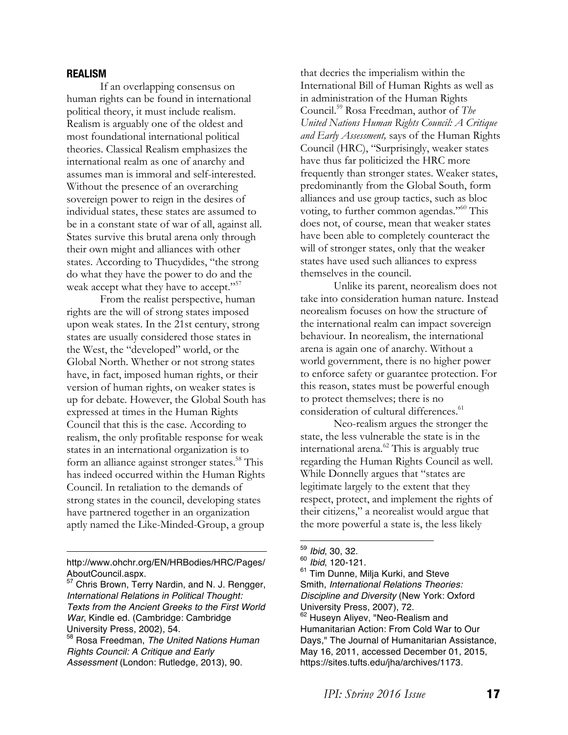## REALISM

If an overlapping consensus on human rights can be found in international political theory, it must include realism. Realism is arguably one of the oldest and most foundational international political theories. Classical Realism emphasizes the international realm as one of anarchy and assumes man is immoral and self-interested. Without the presence of an overarching sovereign power to reign in the desires of individual states, these states are assumed to be in a constant state of war of all, against all. States survive this brutal arena only through their own might and alliances with other states. According to Thucydides, "the strong do what they have the power to do and the weak accept what they have to accept."[57]

From the realist perspective, human rights are the will of strong states imposed upon weak states. In the 21st century, strong states are usually considered those states in the West, the "developed" world, or the Global North. Whether or not strong states have, in fact, imposed human rights, or their version of human rights, on weaker states is up for debate. However, the Global South has expressed at times in the Human Rights Council that this is the case. According to realism, the only profitable response for weak states in an international organization is to form an alliance against stronger states.[58] This has indeed occurred within the Human Rights Council. In retaliation to the demands of strong states in the council, developing states have partnered together in an organization aptly named the Like-Minded-Group, a group that decries the imperialism within the International Bill of Human Rights as well as in administration of the Human Rights Council.[59] Rosa Freedman, author of *The United Nations Human Rights Council: A Critique and Early Assessment,* says of the Human Rights Council (HRC), "Surprisingly, weaker states have thus far politicized the HRC more frequently than stronger states. Weaker states, predominantly from the Global South, form alliances and use group tactics, such as bloc voting, to further common agendas."[60] This does not, of course, mean that weaker states have been able to completely counteract the will of stronger states, only that the weaker states have used such alliances to express themselves in the council.

Unlike its parent, neorealism does not take into consideration human nature. Instead neorealism focuses on how the structure of the international realm can impact sovereign behaviour. In neorealism, the international arena is again one of anarchy. Without a world government, there is no higher power to enforce safety or guarantee protection. For this reason, states must be powerful enough to protect themselves; there is no consideration of cultural differences.[61]

Neo-realism argues the stronger the state, the less vulnerable the state is in the international arena.[62] This is arguably true regarding the Human Rights Council as well. While Donnelly argues that "states are legitimate largely to the extent that they respect, protect, and implement the rights of their citizens," a neorealist would argue that the more powerful a state is, the less likely

---

http://www.ohchr.org/EN/HRBodies/HRC/Pages/AboutCouncil.aspx.

[57] Chris Brown, Terry Nardin, and N. J. Rengger, *International Relations in Political Thought: Texts from the Ancient Greeks to the First World War*, Kindle ed. (Cambridge: Cambridge University Press, 2002), 54.

[58] Rosa Freedman, *The United Nations Human Rights Council: A Critique and Early Assessment* (London: Rutledge, 2013), 90.

[59] *Ibid*, 30, 32.

[60] *Ibid*, 120-121.

[61] Tim Dunne, Milja Kurki, and Steve Smith, *International Relations Theories: Discipline and Diversity* (New York: Oxford University Press, 2007), 72.

[62] Huseyn Aliyev, "Neo-Realism and Humanitarian Action: From Cold War to Our Days," The Journal of Humanitarian Assistance, May 16, 2011, accessed December 01, 2015, https://sites.tufts.edu/jha/archives/1173.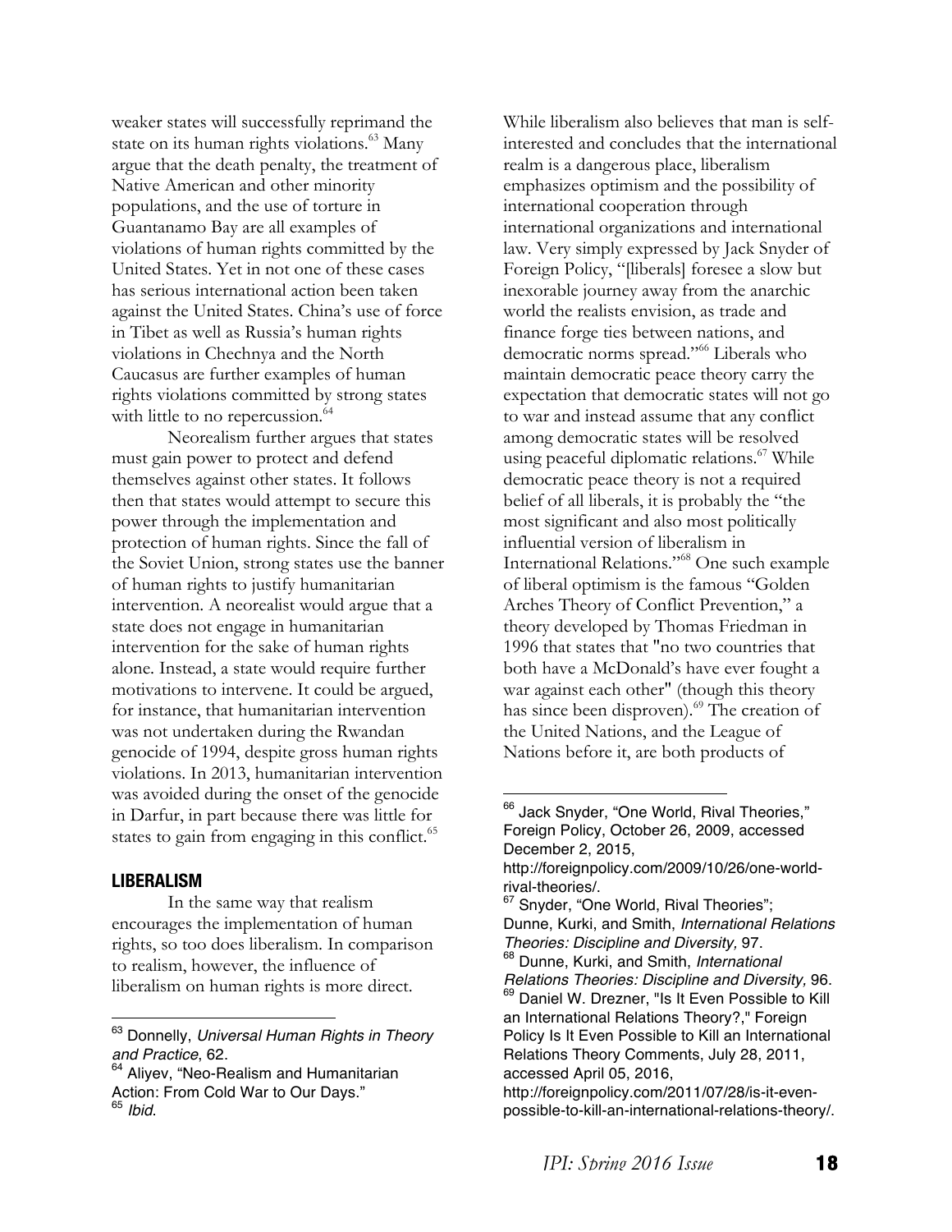weaker states will successfully reprimand the state on its human rights violations.[63] Many argue that the death penalty, the treatment of Native American and other minority populations, and the use of torture in Guantanamo Bay are all examples of violations of human rights committed by the United States. Yet in not one of these cases has serious international action been taken against the United States. China's use of force in Tibet as well as Russia's human rights violations in Chechnya and the North Caucasus are further examples of human rights violations committed by strong states with little to no repercussion.[64]

Neorealism further argues that states must gain power to protect and defend themselves against other states. It follows then that states would attempt to secure this power through the implementation and protection of human rights. Since the fall of the Soviet Union, strong states use the banner of human rights to justify humanitarian intervention. A neorealist would argue that a state does not engage in humanitarian intervention for the sake of human rights alone. Instead, a state would require further motivations to intervene. It could be argued, for instance, that humanitarian intervention was not undertaken during the Rwandan genocide of 1994, despite gross human rights violations. In 2013, humanitarian intervention was avoided during the onset of the genocide in Darfur, in part because there was little for states to gain from engaging in this conflict.[65]

## LIBERALISM

In the same way that realism encourages the implementation of human rights, so too does liberalism. In comparison to realism, however, the influence of liberalism on human rights is more direct. While liberalism also believes that man is self-interested and concludes that the international realm is a dangerous place, liberalism emphasizes optimism and the possibility of international cooperation through international organizations and international law. Very simply expressed by Jack Snyder of Foreign Policy, "[liberals] foresee a slow but inexorable journey away from the anarchic world the realists envision, as trade and finance forge ties between nations, and democratic norms spread."[66] Liberals who maintain democratic peace theory carry the expectation that democratic states will not go to war and instead assume that any conflict among democratic states will be resolved using peaceful diplomatic relations.[67] While democratic peace theory is not a required belief of all liberals, it is probably the "the most significant and also most politically influential version of liberalism in International Relations."[68] One such example of liberal optimism is the famous "Golden Arches Theory of Conflict Prevention," a theory developed by Thomas Friedman in 1996 that states that "no two countries that both have a McDonald's have ever fought a war against each other" (though this theory has since been disproven).[69] The creation of the United Nations, and the League of Nations before it, are both products of

---

[63] Donnelly, *Universal Human Rights in Theory and Practice*, 62.

[64] Aliyev, "Neo-Realism and Humanitarian Action: From Cold War to Our Days."

[65] *Ibid.*

[66] Jack Snyder, "One World, Rival Theories," Foreign Policy, October 26, 2009, accessed December 2, 2015, http://foreignpolicy.com/2009/10/26/one-world-rival-theories/.

[67] Snyder, "One World, Rival Theories"; Dunne, Kurki, and Smith, *International Relations Theories: Discipline and Diversity,* 97.

[68] Dunne, Kurki, and Smith, *International Relations Theories: Discipline and Diversity,* 96.

[69] Daniel W. Drezner, "Is It Even Possible to Kill an International Relations Theory?," Foreign Policy Is It Even Possible to Kill an International Relations Theory Comments, July 28, 2011, accessed April 05, 2016, http://foreignpolicy.com/2011/07/28/is-it-even-possible-to-kill-an-international-relations-theory/.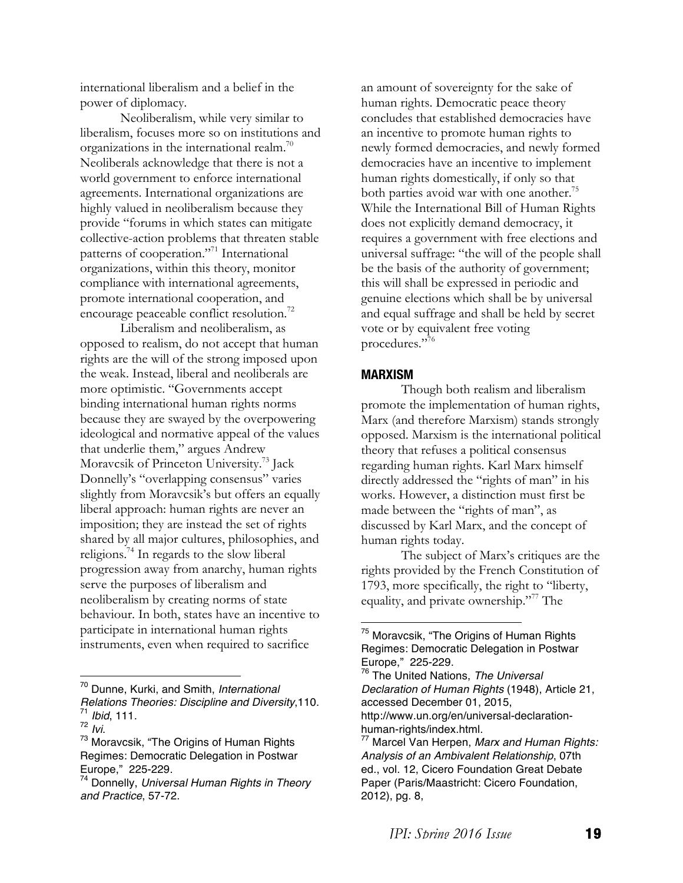international liberalism and a belief in the power of diplomacy.

Neoliberalism, while very similar to liberalism, focuses more so on institutions and organizations in the international realm.[70] Neoliberals acknowledge that there is not a world government to enforce international agreements. International organizations are highly valued in neoliberalism because they provide "forums in which states can mitigate collective-action problems that threaten stable patterns of cooperation."[71] International organizations, within this theory, monitor compliance with international agreements, promote international cooperation, and encourage peaceable conflict resolution.[72]

Liberalism and neoliberalism, as opposed to realism, do not accept that human rights are the will of the strong imposed upon the weak. Instead, liberal and neoliberals are more optimistic. "Governments accept binding international human rights norms because they are swayed by the overpowering ideological and normative appeal of the values that underlie them," argues Andrew Moravcsik of Princeton University.[73] Jack Donnelly's "overlapping consensus" varies slightly from Moravcsik's but offers an equally liberal approach: human rights are never an imposition; they are instead the set of rights shared by all major cultures, philosophies, and religions.[74] In regards to the slow liberal progression away from anarchy, human rights serve the purposes of liberalism and neoliberalism by creating norms of state behaviour. In both, states have an incentive to participate in international human rights instruments, even when required to sacrifice an amount of sovereignty for the sake of human rights. Democratic peace theory concludes that established democracies have an incentive to promote human rights to newly formed democracies, and newly formed democracies have an incentive to implement human rights domestically, if only so that both parties avoid war with one another.[75] While the International Bill of Human Rights does not explicitly demand democracy, it requires a government with free elections and universal suffrage: "the will of the people shall be the basis of the authority of government; this will shall be expressed in periodic and genuine elections which shall be by universal and equal suffrage and shall be held by secret vote or by equivalent free voting procedures."[76]

## MARXISM

Though both realism and liberalism promote the implementation of human rights, Marx (and therefore Marxism) stands strongly opposed. Marxism is the international political theory that refuses a political consensus regarding human rights. Karl Marx himself directly addressed the "rights of man" in his works. However, a distinction must first be made between the "rights of man", as discussed by Karl Marx, and the concept of human rights today.

The subject of Marx's critiques are the rights provided by the French Constitution of 1793, more specifically, the right to "liberty, equality, and private ownership."[77] The

---

[70] Dunne, Kurki, and Smith, *International Relations Theories: Discipline and Diversity*,110.

[71] *Ibid*, 111.

[72] *Ivi*.

[73] Moravcsik, "The Origins of Human Rights Regimes: Democratic Delegation in Postwar Europe," 225-229.

[74] Donnelly, *Universal Human Rights in Theory and Practice*, 57-72.

[75] Moravcsik, "The Origins of Human Rights Regimes: Democratic Delegation in Postwar Europe," 225-229.

[76] The United Nations, *The Universal Declaration of Human Rights* (1948), Article 21, accessed December 01, 2015, http://www.un.org/en/universal-declaration-human-rights/index.html.

[77] Marcel Van Herpen, *Marx and Human Rights: Analysis of an Ambivalent Relationship*, 07th ed., vol. 12, Cicero Foundation Great Debate Paper (Paris/Maastricht: Cicero Foundation, 2012), pg. 8,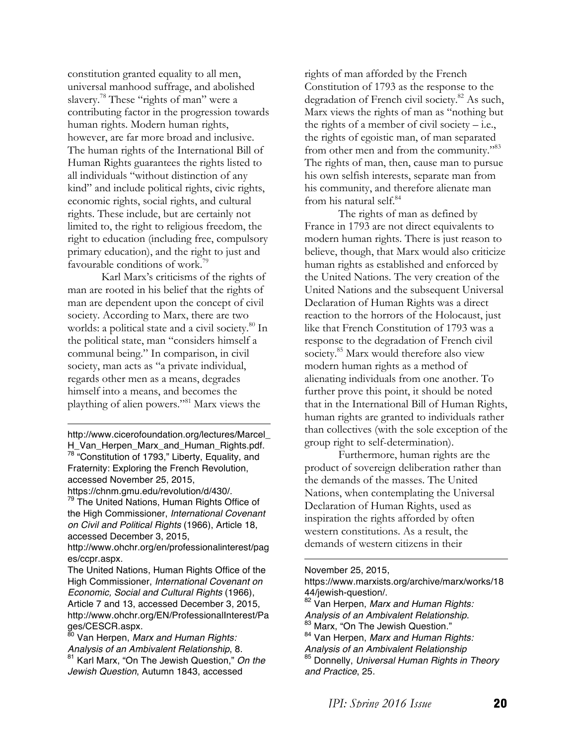constitution granted equality to all men, universal manhood suffrage, and abolished slavery.[78] These "rights of man" were a contributing factor in the progression towards human rights. Modern human rights, however, are far more broad and inclusive. The human rights of the International Bill of Human Rights guarantees the rights listed to all individuals "without distinction of any kind" and include political rights, civic rights, economic rights, social rights, and cultural rights. These include, but are certainly not limited to, the right to religious freedom, the right to education (including free, compulsory primary education), and the right to just and favourable conditions of work.[79]

Karl Marx's criticisms of the rights of man are rooted in his belief that the rights of man are dependent upon the concept of civil society. According to Marx, there are two worlds: a political state and a civil society.[80] In the political state, man "considers himself a communal being." In comparison, in civil society, man acts as "a private individual, regards other men as a means, degrades himself into a means, and becomes the plaything of alien powers."[81] Marx views the rights of man afforded by the French Constitution of 1793 as the response to the degradation of French civil society.[82] As such, Marx views the rights of man as "nothing but the rights of a member of civil society – i.e., the rights of egoistic man, of man separated from other men and from the community."[83] The rights of man, then, cause man to pursue his own selfish interests, separate man from his community, and therefore alienate man from his natural self.[84]

The rights of man as defined by France in 1793 are not direct equivalents to modern human rights. There is just reason to believe, though, that Marx would also criticize human rights as established and enforced by the United Nations. The very creation of the United Nations and the subsequent Universal Declaration of Human Rights was a direct reaction to the horrors of the Holocaust, just like that French Constitution of 1793 was a response to the degradation of French civil society.[85] Marx would therefore also view modern human rights as a method of alienating individuals from one another. To further prove this point, it should be noted that in the International Bill of Human Rights, human rights are granted to individuals rather than collectives (with the sole exception of the group right to self-determination).

Furthermore, human rights are the product of sovereign deliberation rather than the demands of the masses. The United Nations, when contemplating the Universal Declaration of Human Rights, used as inspiration the rights afforded by often western constitutions. As a result, the demands of western citizens in their

---

http://www.cicerofoundation.org/lectures/Marcel_H_Van_Herpen_Marx_and_Human_Rights.pdf.

[78] "Constitution of 1793," Liberty, Equality, and Fraternity: Exploring the French Revolution, accessed November 25, 2015, https://chnm.gmu.edu/revolution/d/430/.

[79] The United Nations, Human Rights Office of the High Commissioner, *International Covenant on Civil and Political Rights* (1966), Article 18, accessed December 3, 2015, http://www.ohchr.org/en/professionalinterest/pages/ccpr.aspx.
The United Nations, Human Rights Office of the High Commissioner, *International Covenant on Economic, Social and Cultural Rights* (1966), Article 7 and 13, accessed December 3, 2015, http://www.ohchr.org/EN/ProfessionalInterest/Pages/CESCR.aspx.

[80] Van Herpen, *Marx and Human Rights: Analysis of an Ambivalent Relationship*, 8.

[81] Karl Marx, "On The Jewish Question," *On the Jewish Question*, Autumn 1843, accessed November 25, 2015, https://www.marxists.org/archive/marx/works/1844/jewish-question/.

[82] Van Herpen, *Marx and Human Rights: Analysis of an Ambivalent Relationship*.

[83] Marx, "On The Jewish Question."

[84] Van Herpen, *Marx and Human Rights: Analysis of an Ambivalent Relationship*

[85] Donnelly, *Universal Human Rights in Theory and Practice*, 25.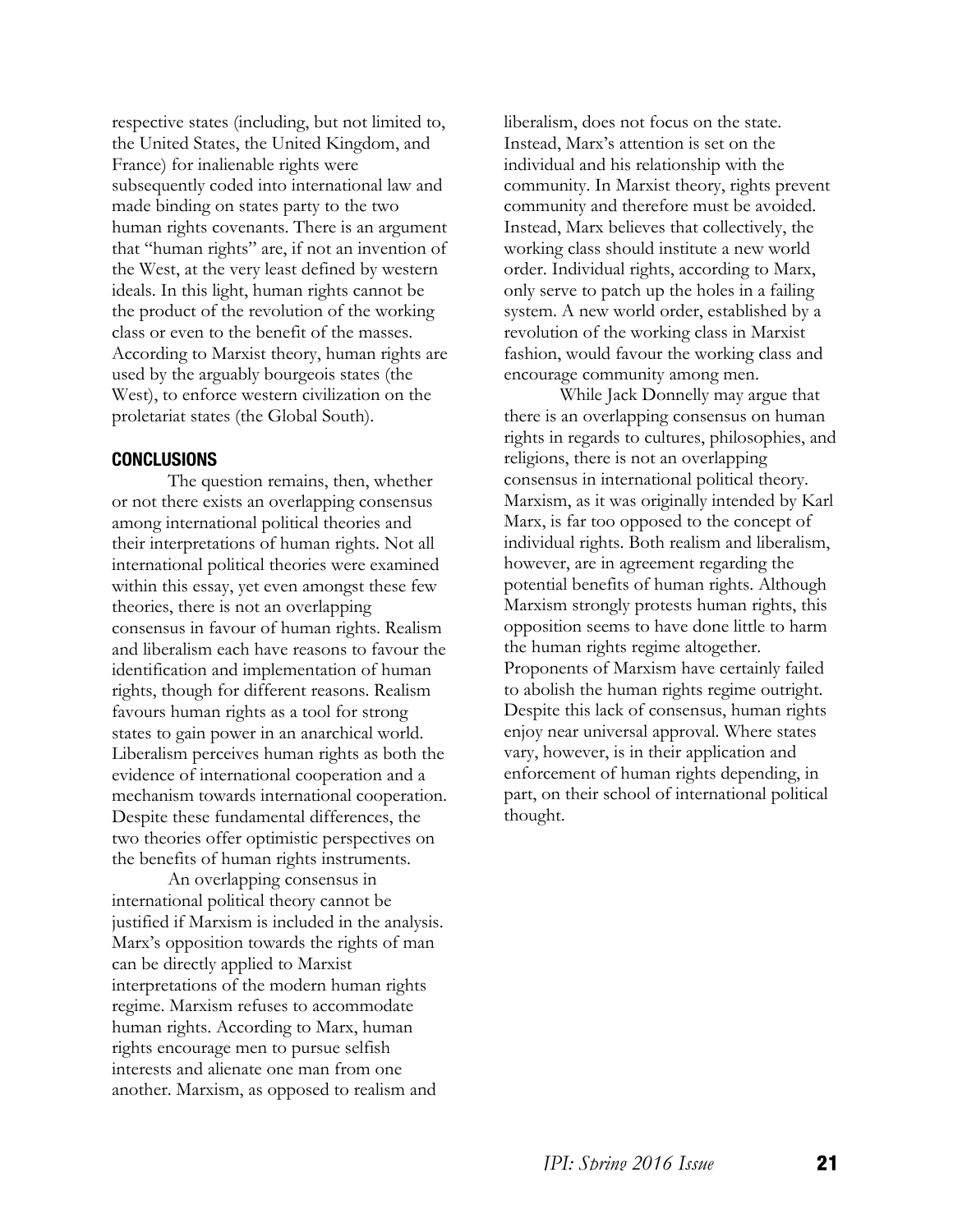respective states (including, but not limited to, the United States, the United Kingdom, and France) for inalienable rights were subsequently coded into international law and made binding on states party to the two human rights covenants. There is an argument that "human rights" are, if not an invention of the West, at the very least defined by western ideals. In this light, human rights cannot be the product of the revolution of the working class or even to the benefit of the masses. According to Marxist theory, human rights are used by the arguably bourgeois states (the West), to enforce western civilization on the proletariat states (the Global South).

## CONCLUSIONS

The question remains, then, whether or not there exists an overlapping consensus among international political theories and their interpretations of human rights. Not all international political theories were examined within this essay, yet even amongst these few theories, there is not an overlapping consensus in favour of human rights. Realism and liberalism each have reasons to favour the identification and implementation of human rights, though for different reasons. Realism favours human rights as a tool for strong states to gain power in an anarchical world. Liberalism perceives human rights as both the evidence of international cooperation and a mechanism towards international cooperation. Despite these fundamental differences, the two theories offer optimistic perspectives on the benefits of human rights instruments.

An overlapping consensus in international political theory cannot be justified if Marxism is included in the analysis. Marx's opposition towards the rights of man can be directly applied to Marxist interpretations of the modern human rights regime. Marxism refuses to accommodate human rights. According to Marx, human rights encourage men to pursue selfish interests and alienate one man from one another. Marxism, as opposed to realism and liberalism, does not focus on the state. Instead, Marx's attention is set on the individual and his relationship with the community. In Marxist theory, rights prevent community and therefore must be avoided. Instead, Marx believes that collectively, the working class should institute a new world order. Individual rights, according to Marx, only serve to patch up the holes in a failing system. A new world order, established by a revolution of the working class in Marxist fashion, would favour the working class and encourage community among men.

While Jack Donnelly may argue that there is an overlapping consensus on human rights in regards to cultures, philosophies, and religions, there is not an overlapping consensus in international political theory. Marxism, as it was originally intended by Karl Marx, is far too opposed to the concept of individual rights. Both realism and liberalism, however, are in agreement regarding the potential benefits of human rights. Although Marxism strongly protests human rights, this opposition seems to have done little to harm the human rights regime altogether. Proponents of Marxism have certainly failed to abolish the human rights regime outright. Despite this lack of consensus, human rights enjoy near universal approval. Where states vary, however, is in their application and enforcement of human rights depending, in part, on their school of international political thought.